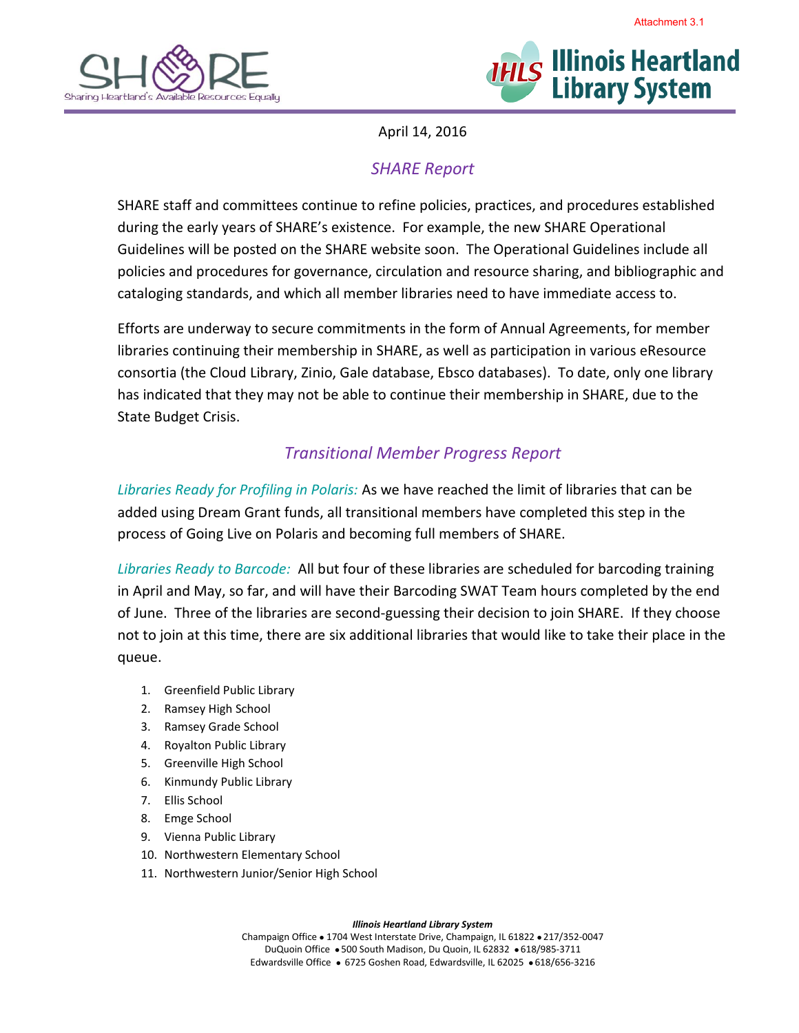Attachment 3.1

SHARE — Sharing Heartland's Available Resources Equally

IHLS Illinois Heartland Library System

April 14, 2016

## *SHARE Report*

SHARE staff and committees continue to refine policies, practices, and procedures established during the early years of SHARE's existence. For example, the new SHARE Operational Guidelines will be posted on the SHARE website soon. The Operational Guidelines include all policies and procedures for governance, circulation and resource sharing, and bibliographic and cataloging standards, and which all member libraries need to have immediate access to.

Efforts are underway to secure commitments in the form of Annual Agreements, for member libraries continuing their membership in SHARE, as well as participation in various eResource consortia (the Cloud Library, Zinio, Gale database, Ebsco databases). To date, only one library has indicated that they may not be able to continue their membership in SHARE, due to the State Budget Crisis.

## *Transitional Member Progress Report*

*Libraries Ready for Profiling in Polaris:* As we have reached the limit of libraries that can be added using Dream Grant funds, all transitional members have completed this step in the process of Going Live on Polaris and becoming full members of SHARE.

*Libraries Ready to Barcode:* All but four of these libraries are scheduled for barcoding training in April and May, so far, and will have their Barcoding SWAT Team hours completed by the end of June. Three of the libraries are second-guessing their decision to join SHARE. If they choose not to join at this time, there are six additional libraries that would like to take their place in the queue.

1. Greenfield Public Library
2. Ramsey High School
3. Ramsey Grade School
4. Royalton Public Library
5. Greenville High School
6. Kinmundy Public Library
7. Ellis School
8. Emge School
9. Vienna Public Library
10. Northwestern Elementary School
11. Northwestern Junior/Senior High School

***Illinois Heartland Library System***
Champaign Office • 1704 West Interstate Drive, Champaign, IL 61822 • 217/352-0047
DuQuoin Office • 500 South Madison, Du Quoin, IL 62832 • 618/985-3711
Edwardsville Office • 6725 Goshen Road, Edwardsville, IL 62025 • 618/656-3216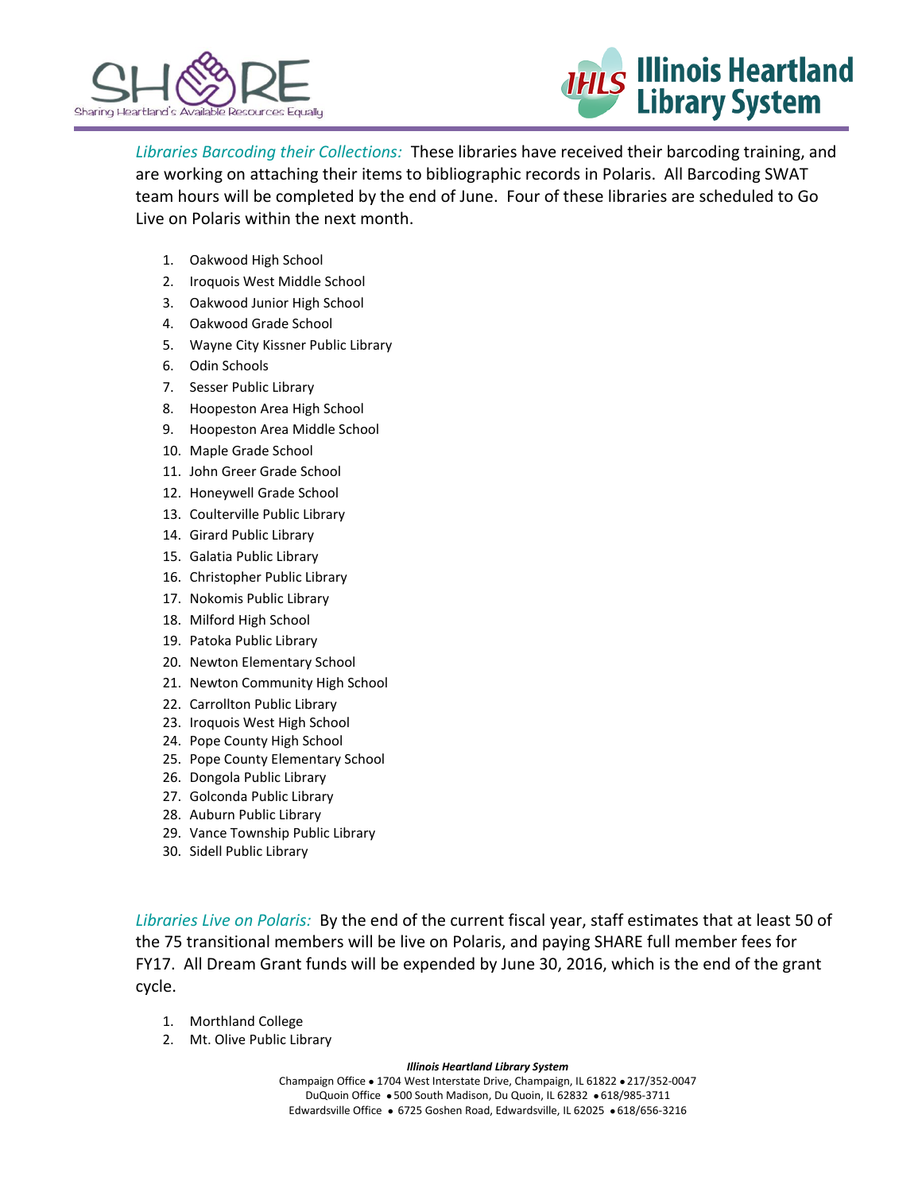*Libraries Barcoding their Collections:* These libraries have received their barcoding training, and are working on attaching their items to bibliographic records in Polaris. All Barcoding SWAT team hours will be completed by the end of June. Four of these libraries are scheduled to Go Live on Polaris within the next month.

1. Oakwood High School
2. Iroquois West Middle School
3. Oakwood Junior High School
4. Oakwood Grade School
5. Wayne City Kissner Public Library
6. Odin Schools
7. Sesser Public Library
8. Hoopeston Area High School
9. Hoopeston Area Middle School
10. Maple Grade School
11. John Greer Grade School
12. Honeywell Grade School
13. Coulterville Public Library
14. Girard Public Library
15. Galatia Public Library
16. Christopher Public Library
17. Nokomis Public Library
18. Milford High School
19. Patoka Public Library
20. Newton Elementary School
21. Newton Community High School
22. Carrollton Public Library
23. Iroquois West High School
24. Pope County High School
25. Pope County Elementary School
26. Dongola Public Library
27. Golconda Public Library
28. Auburn Public Library
29. Vance Township Public Library
30. Sidell Public Library

*Libraries Live on Polaris:* By the end of the current fiscal year, staff estimates that at least 50 of the 75 transitional members will be live on Polaris, and paying SHARE full member fees for FY17. All Dream Grant funds will be expended by June 30, 2016, which is the end of the grant cycle.

1. Morthland College
2. Mt. Olive Public Library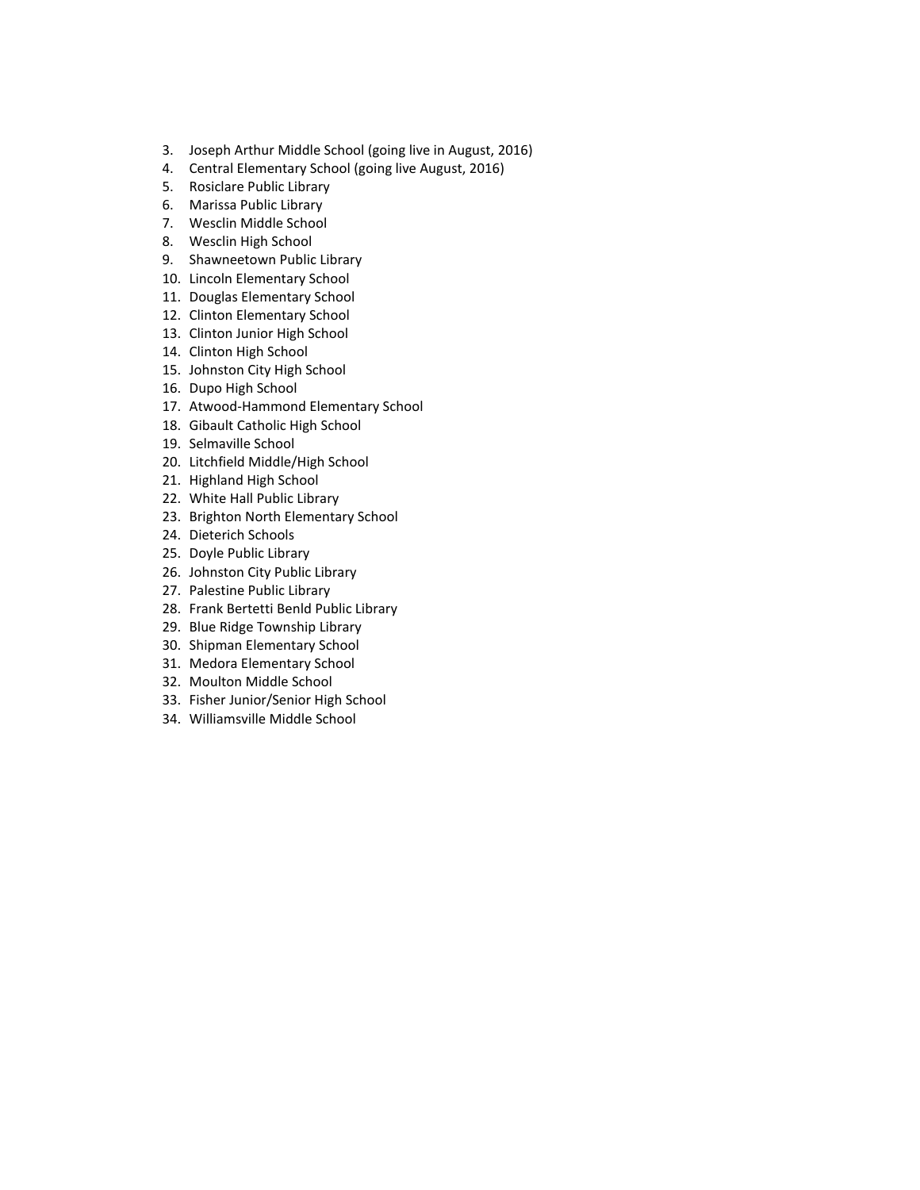3. Joseph Arthur Middle School (going live in August, 2016)
4. Central Elementary School (going live August, 2016)
5. Rosiclare Public Library
6. Marissa Public Library
7. Wesclin Middle School
8. Wesclin High School
9. Shawneetown Public Library
10. Lincoln Elementary School
11. Douglas Elementary School
12. Clinton Elementary School
13. Clinton Junior High School
14. Clinton High School
15. Johnston City High School
16. Dupo High School
17. Atwood-Hammond Elementary School
18. Gibault Catholic High School
19. Selmaville School
20. Litchfield Middle/High School
21. Highland High School
22. White Hall Public Library
23. Brighton North Elementary School
24. Dieterich Schools
25. Doyle Public Library
26. Johnston City Public Library
27. Palestine Public Library
28. Frank Bertetti Benld Public Library
29. Blue Ridge Township Library
30. Shipman Elementary School
31. Medora Elementary School
32. Moulton Middle School
33. Fisher Junior/Senior High School
34. Williamsville Middle School